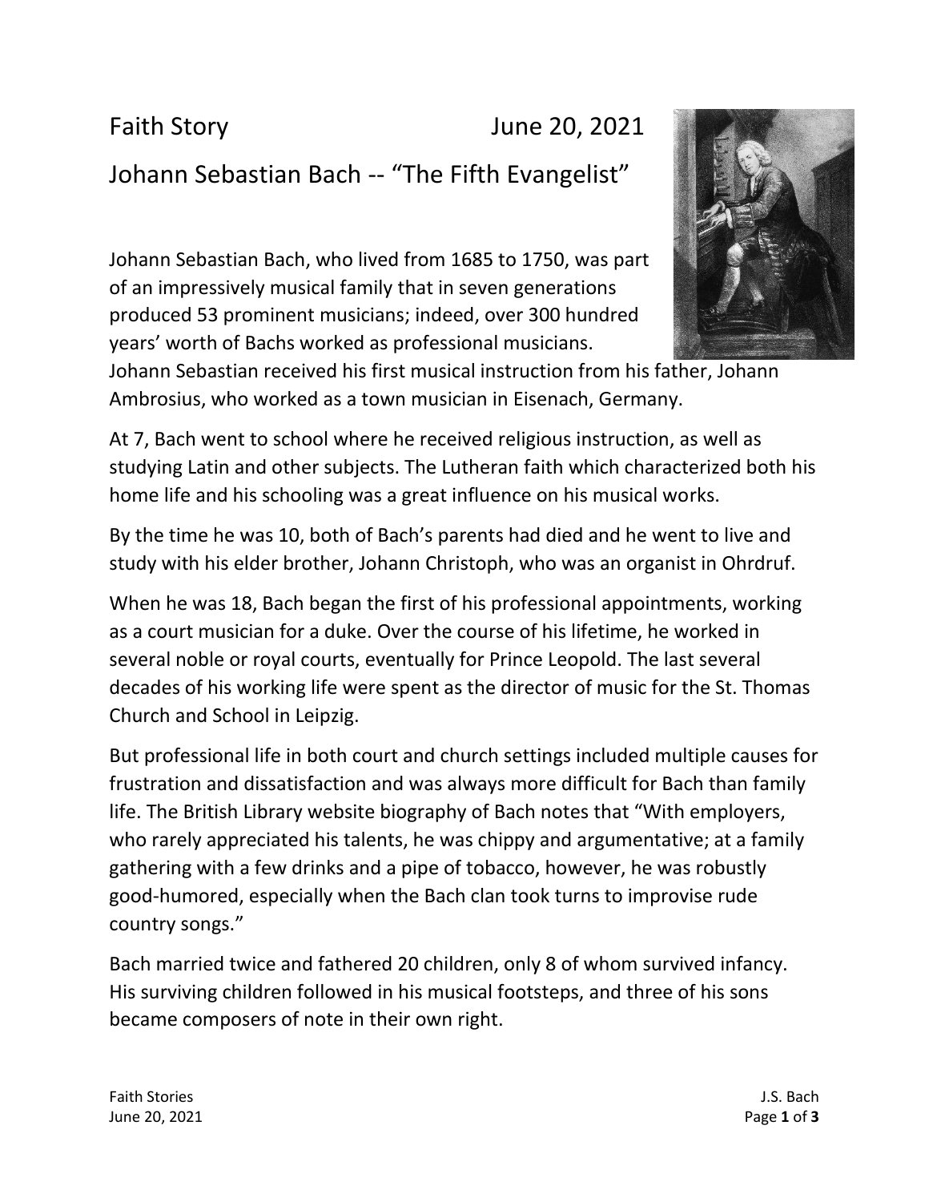Faith Story June 20, 2021

# Johann Sebastian Bach -- "The Fifth Evangelist"

Johann Sebastian Bach, who lived from 1685 to 1750, was part of an impressively musical family that in seven generations produced 53 prominent musicians; indeed, over 300 hundred years' worth of Bachs worked as professional musicians. Johann Sebastian received his first musical instruction from his father, Johann Ambrosius, who worked as a town musician in Eisenach, Germany.

At 7, Bach went to school where he received religious instruction, as well as studying Latin and other subjects. The Lutheran faith which characterized both his home life and his schooling was a great influence on his musical works.

By the time he was 10, both of Bach's parents had died and he went to live and study with his elder brother, Johann Christoph, who was an organist in Ohrdruf.

When he was 18, Bach began the first of his professional appointments, working as a court musician for a duke. Over the course of his lifetime, he worked in several noble or royal courts, eventually for Prince Leopold. The last several decades of his working life were spent as the director of music for the St. Thomas Church and School in Leipzig.

But professional life in both court and church settings included multiple causes for frustration and dissatisfaction and was always more difficult for Bach than family life. The British Library website biography of Bach notes that "With employers, who rarely appreciated his talents, he was chippy and argumentative; at a family gathering with a few drinks and a pipe of tobacco, however, he was robustly good-humored, especially when the Bach clan took turns to improvise rude country songs."

Bach married twice and fathered 20 children, only 8 of whom survived infancy. His surviving children followed in his musical footsteps, and three of his sons became composers of note in their own right.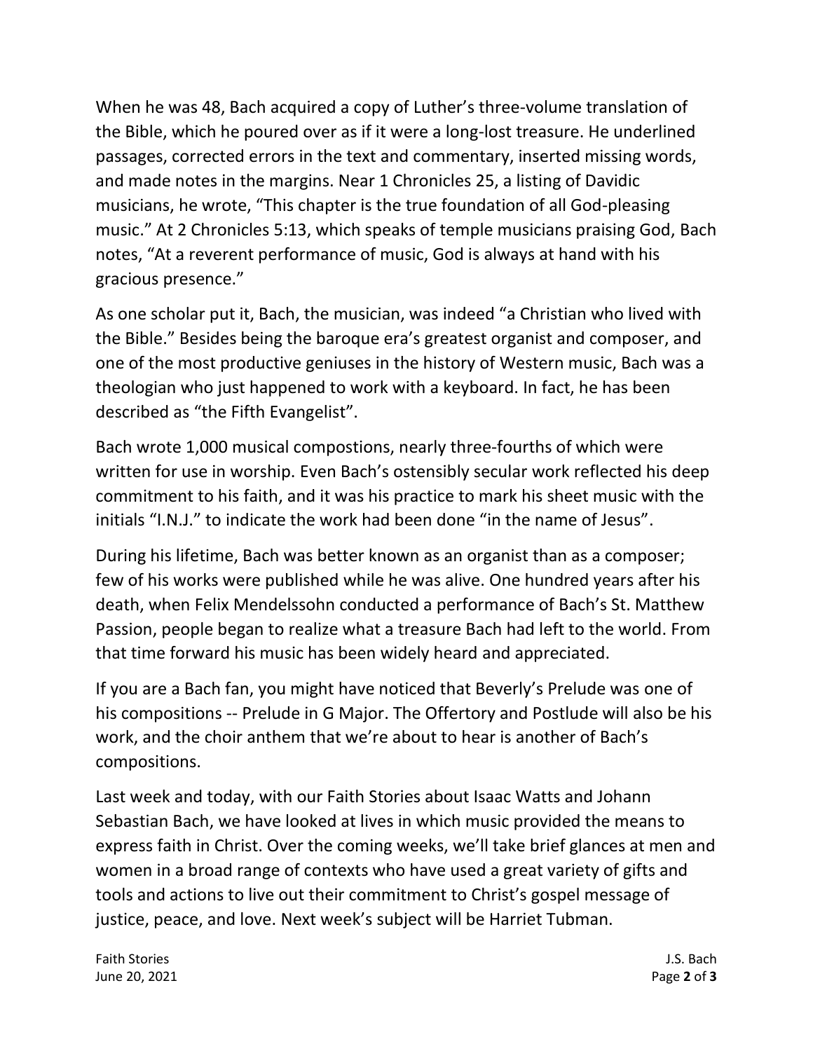When he was 48, Bach acquired a copy of Luther's three-volume translation of the Bible, which he poured over as if it were a long-lost treasure. He underlined passages, corrected errors in the text and commentary, inserted missing words, and made notes in the margins. Near 1 Chronicles 25, a listing of Davidic musicians, he wrote, "This chapter is the true foundation of all God-pleasing music." At 2 Chronicles 5:13, which speaks of temple musicians praising God, Bach notes, "At a reverent performance of music, God is always at hand with his gracious presence."

As one scholar put it, Bach, the musician, was indeed "a Christian who lived with the Bible." Besides being the baroque era's greatest organist and composer, and one of the most productive geniuses in the history of Western music, Bach was a theologian who just happened to work with a keyboard. In fact, he has been described as "the Fifth Evangelist".

Bach wrote 1,000 musical compostions, nearly three-fourths of which were written for use in worship. Even Bach's ostensibly secular work reflected his deep commitment to his faith, and it was his practice to mark his sheet music with the initials "I.N.J." to indicate the work had been done "in the name of Jesus".

During his lifetime, Bach was better known as an organist than as a composer; few of his works were published while he was alive. One hundred years after his death, when Felix Mendelssohn conducted a performance of Bach's St. Matthew Passion, people began to realize what a treasure Bach had left to the world. From that time forward his music has been widely heard and appreciated.

If you are a Bach fan, you might have noticed that Beverly's Prelude was one of his compositions -- Prelude in G Major. The Offertory and Postlude will also be his work, and the choir anthem that we're about to hear is another of Bach's compositions.

Last week and today, with our Faith Stories about Isaac Watts and Johann Sebastian Bach, we have looked at lives in which music provided the means to express faith in Christ. Over the coming weeks, we'll take brief glances at men and women in a broad range of contexts who have used a great variety of gifts and tools and actions to live out their commitment to Christ's gospel message of justice, peace, and love. Next week's subject will be Harriet Tubman.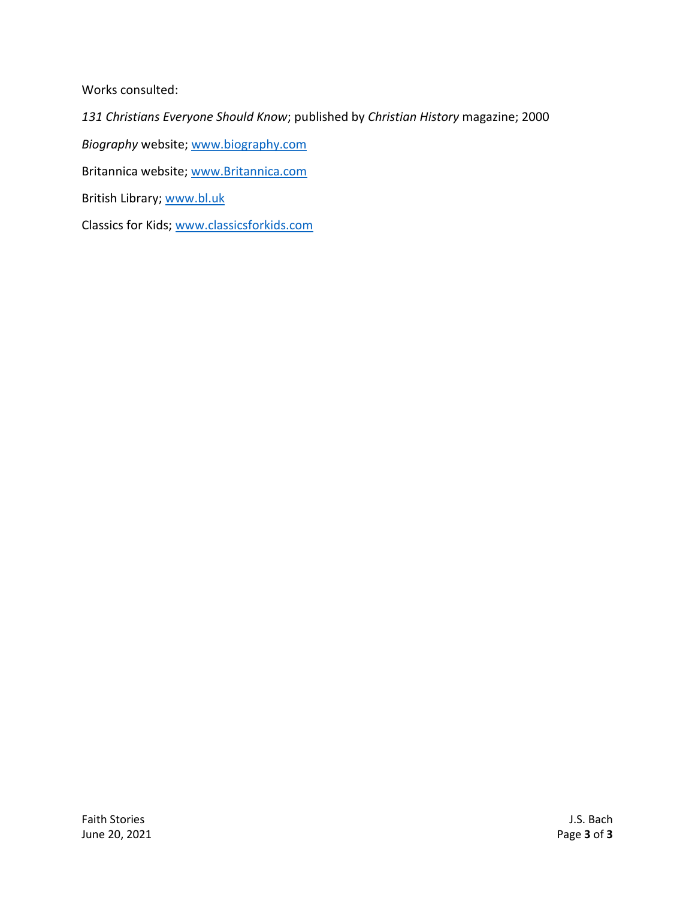Works consulted:

*131 Christians Everyone Should Know*; published by *Christian History* magazine; 2000

*Biography* website; www.biography.com

Britannica website; www.Britannica.com

British Library; www.bl.uk

Classics for Kids; www.classicsforkids.com